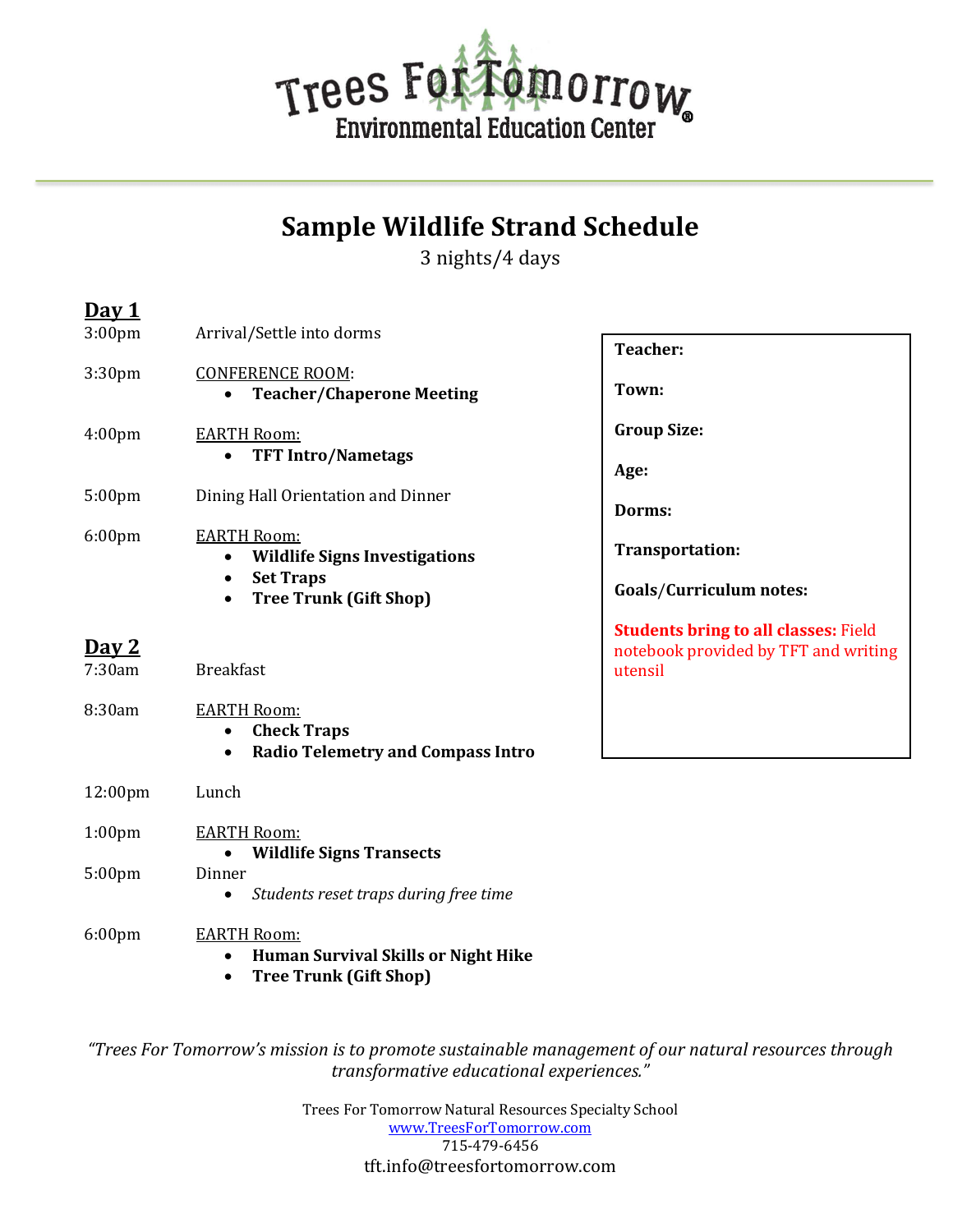Trees For Tomorrow®
Environmental Education Center

# Sample Wildlife Strand Schedule

3 nights/4 days

## Day 1

3:00pm — Arrival/Settle into dorms

3:30pm — CONFERENCE ROOM:
- **Teacher/Chaperone Meeting**

4:00pm — EARTH Room:
- **TFT Intro/Nametags**

5:00pm — Dining Hall Orientation and Dinner

6:00pm — EARTH Room:
- **Wildlife Signs Investigations**
- **Set Traps**
- **Tree Trunk (Gift Shop)**

## Day 2

7:30am — Breakfast

8:30am — EARTH Room:
- **Check Traps**
- **Radio Telemetry and Compass Intro**

12:00pm — Lunch

1:00pm — EARTH Room:
- **Wildlife Signs Transects**

5:00pm — Dinner
- *Students reset traps during free time*

6:00pm — EARTH Room:
- **Human Survival Skills or Night Hike**
- **Tree Trunk (Gift Shop)**

---

**Teacher:**

**Town:**

**Group Size:**

**Age:**

**Dorms:**

**Transportation:**

**Goals/Curriculum notes:**

**Students bring to all classes:** Field notebook provided by TFT and writing utensil

---

*"Trees For Tomorrow's mission is to promote sustainable management of our natural resources through transformative educational experiences."*

Trees For Tomorrow Natural Resources Specialty School
www.TreesForTomorrow.com
715-479-6456
tft.info@treesfortomorrow.com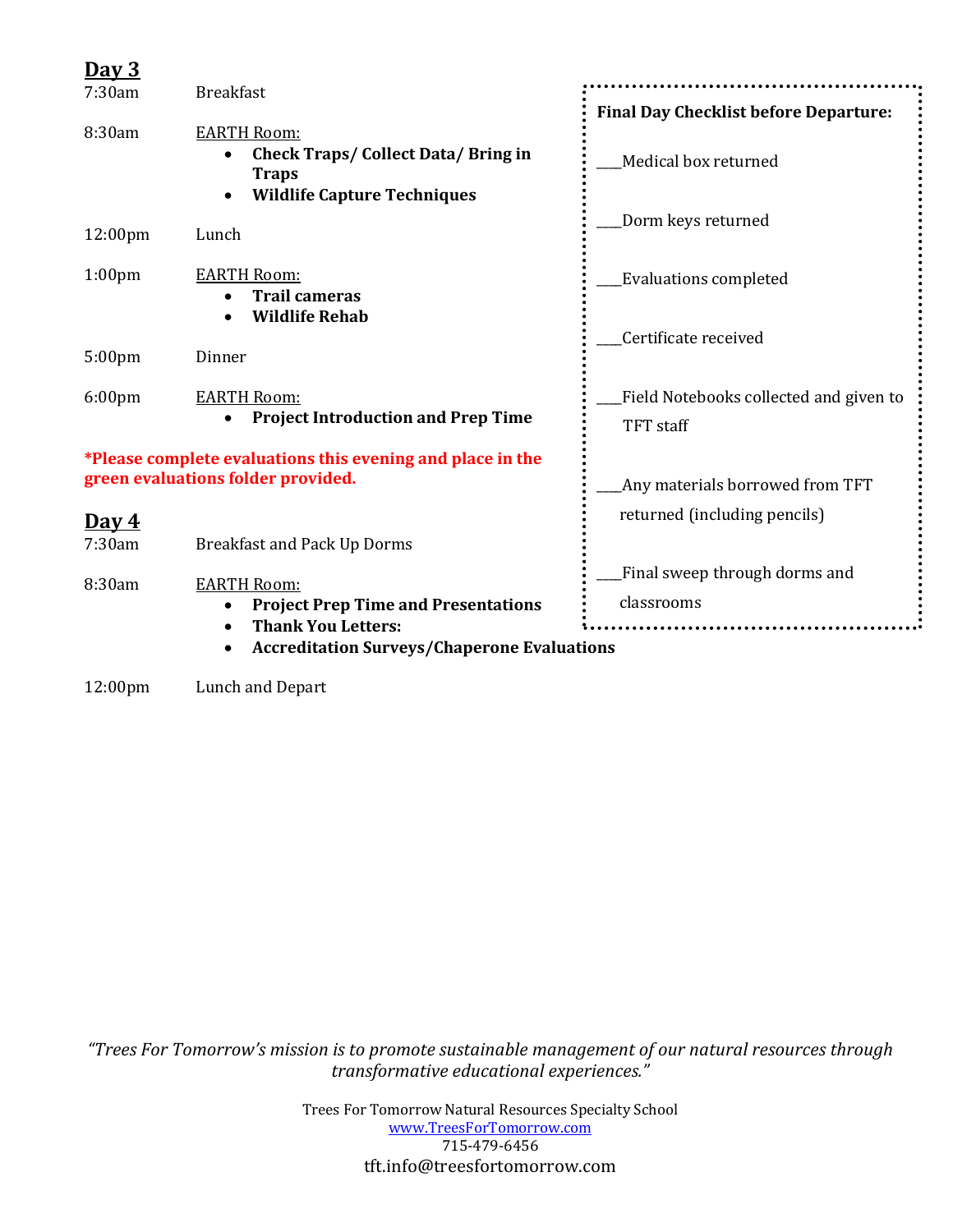## Day 3

7:30am Breakfast

8:30am EARTH Room:

- **Check Traps/ Collect Data/ Bring in Traps**
- **Wildlife Capture Techniques**

12:00pm Lunch

1:00pm EARTH Room:

- **Trail cameras**
- **Wildlife Rehab**

5:00pm Dinner

6:00pm EARTH Room:

- **Project Introduction and Prep Time**

**\*Please complete evaluations this evening and place in the green evaluations folder provided.**

## Day 4

7:30am Breakfast and Pack Up Dorms

8:30am EARTH Room:

- **Project Prep Time and Presentations**
- **Thank You Letters:**
- **Accreditation Surveys/Chaperone Evaluations**

12:00pm Lunch and Depart

**Final Day Checklist before Departure:**

___Medical box returned

___Dorm keys returned

___Evaluations completed

___Certificate received

___Field Notebooks collected and given to TFT staff

___Any materials borrowed from TFT returned (including pencils)

___Final sweep through dorms and classrooms

*"Trees For Tomorrow's mission is to promote sustainable management of our natural resources through transformative educational experiences."*

Trees For Tomorrow Natural Resources Specialty School
www.TreesForTomorrow.com
715-479-6456
tft.info@treesfortomorrow.com